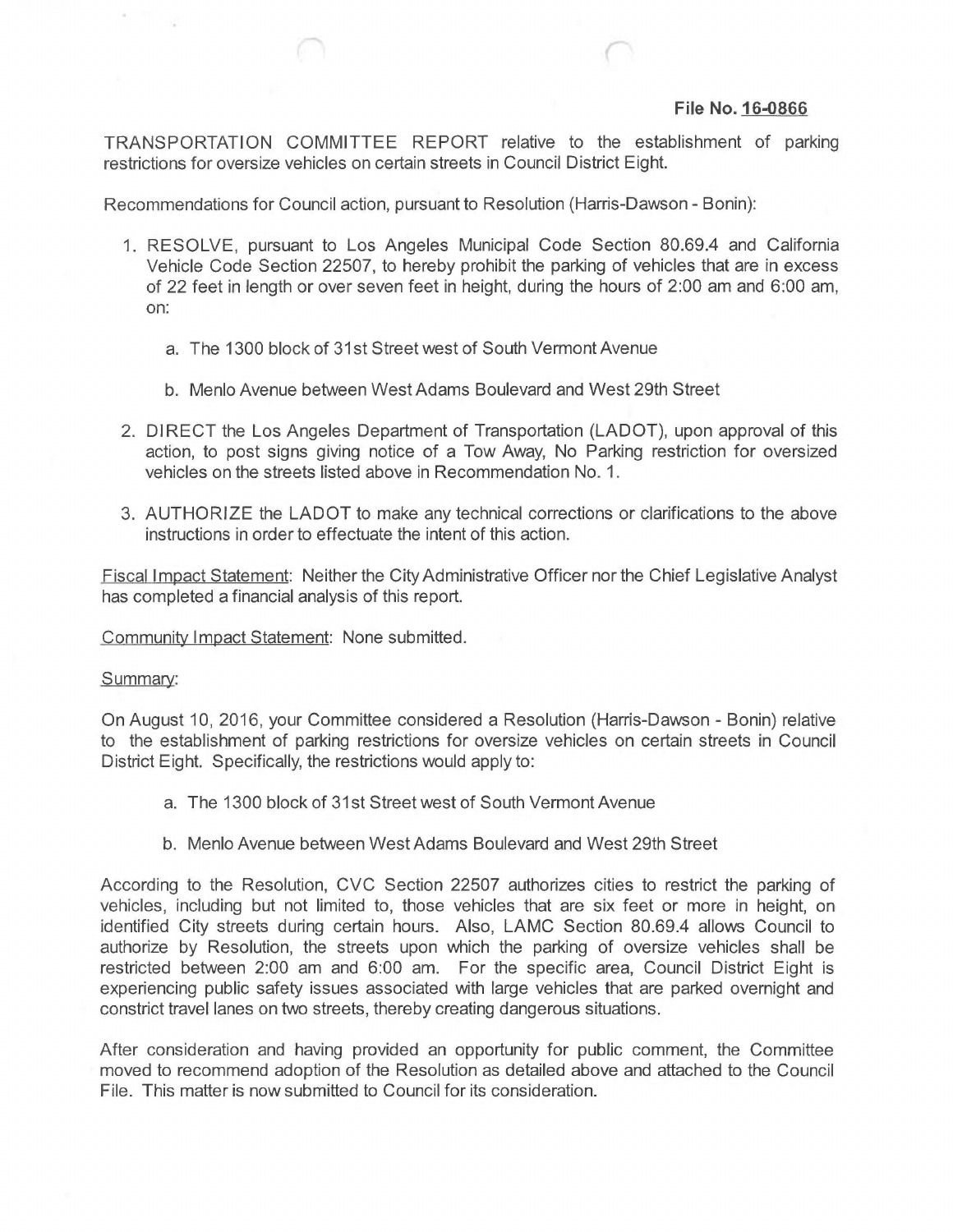**File No. 16-0866**

TRANSPORTATION COMMITTEE REPORT relative to the establishment of parking restrictions for oversize vehicles on certain streets in Council District Eight.

Recommendations for Council action, pursuant to Resolution (Harris-Dawson - Bonin):

1. RESOLVE, pursuant to Los Angeles Municipal Code Section 80.69.4 and California Vehicle Code Section 22507, to hereby prohibit the parking of vehicles that are in excess of 22 feet in length or over seven feet in height, during the hours of 2:00 am and 6:00 am, on:

    a. The 1300 block of 31st Street west of South Vermont Avenue

    b. Menlo Avenue between West Adams Boulevard and West 29th Street

2. DIRECT the Los Angeles Department of Transportation (LADOT), upon approval of this action, to post signs giving notice of a Tow Away, No Parking restriction for oversized vehicles on the streets listed above in Recommendation No. 1.

3. AUTHORIZE the LADOT to make any technical corrections or clarifications to the above instructions in order to effectuate the intent of this action.

Fiscal Impact Statement: Neither the City Administrative Officer nor the Chief Legislative Analyst has completed a financial analysis of this report.

Community Impact Statement: None submitted.

Summary:

On August 10, 2016, your Committee considered a Resolution (Harris-Dawson - Bonin) relative to the establishment of parking restrictions for oversize vehicles on certain streets in Council District Eight. Specifically, the restrictions would apply to:

a. The 1300 block of 31st Street west of South Vermont Avenue

b. Menlo Avenue between West Adams Boulevard and West 29th Street

According to the Resolution, CVC Section 22507 authorizes cities to restrict the parking of vehicles, including but not limited to, those vehicles that are six feet or more in height, on identified City streets during certain hours. Also, LAMC Section 80.69.4 allows Council to authorize by Resolution, the streets upon which the parking of oversize vehicles shall be restricted between 2:00 am and 6:00 am. For the specific area, Council District Eight is experiencing public safety issues associated with large vehicles that are parked overnight and constrict travel lanes on two streets, thereby creating dangerous situations.

After consideration and having provided an opportunity for public comment, the Committee moved to recommend adoption of the Resolution as detailed above and attached to the Council File. This matter is now submitted to Council for its consideration.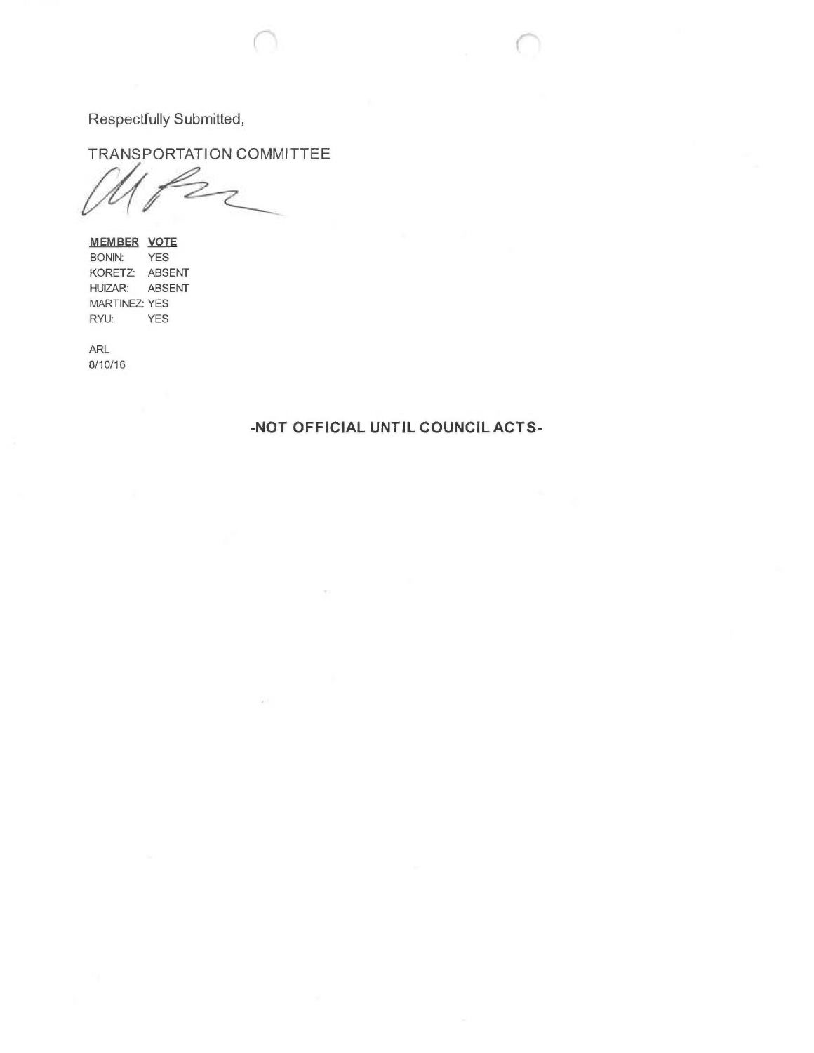Respectfully Submitted,

TRANSPORTATION COMMITTEE

| MEMBER | VOTE |
|---|---|
| BONIN: | YES |
| KORETZ: | ABSENT |
| HUIZAR: | ABSENT |
| MARTINEZ: | YES |
| RYU: | YES |

ARL
8/10/16

**-NOT OFFICIAL UNTIL COUNCIL ACTS-**